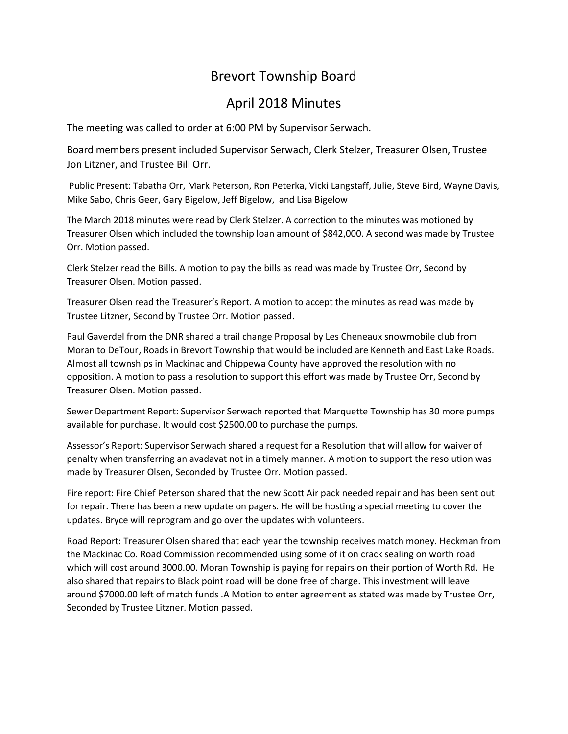# Brevort Township Board

## April 2018 Minutes

The meeting was called to order at 6:00 PM by Supervisor Serwach.

Board members present included Supervisor Serwach, Clerk Stelzer, Treasurer Olsen, Trustee Jon Litzner, and Trustee Bill Orr.

Public Present: Tabatha Orr, Mark Peterson, Ron Peterka, Vicki Langstaff, Julie, Steve Bird, Wayne Davis, Mike Sabo, Chris Geer, Gary Bigelow, Jeff Bigelow, and Lisa Bigelow

The March 2018 minutes were read by Clerk Stelzer. A correction to the minutes was motioned by Treasurer Olsen which included the township loan amount of $842,000. A second was made by Trustee Orr. Motion passed.

Clerk Stelzer read the Bills. A motion to pay the bills as read was made by Trustee Orr, Second by Treasurer Olsen. Motion passed.

Treasurer Olsen read the Treasurer's Report. A motion to accept the minutes as read was made by Trustee Litzner, Second by Trustee Orr. Motion passed.

Paul Gaverdel from the DNR shared a trail change Proposal by Les Cheneaux snowmobile club from Moran to DeTour, Roads in Brevort Township that would be included are Kenneth and East Lake Roads. Almost all townships in Mackinac and Chippewa County have approved the resolution with no opposition. A motion to pass a resolution to support this effort was made by Trustee Orr, Second by Treasurer Olsen. Motion passed.

Sewer Department Report: Supervisor Serwach reported that Marquette Township has 30 more pumps available for purchase. It would cost $2500.00 to purchase the pumps.

Assessor's Report: Supervisor Serwach shared a request for a Resolution that will allow for waiver of penalty when transferring an avadavat not in a timely manner. A motion to support the resolution was made by Treasurer Olsen, Seconded by Trustee Orr. Motion passed.

Fire report: Fire Chief Peterson shared that the new Scott Air pack needed repair and has been sent out for repair. There has been a new update on pagers. He will be hosting a special meeting to cover the updates. Bryce will reprogram and go over the updates with volunteers.

Road Report: Treasurer Olsen shared that each year the township receives match money. Heckman from the Mackinac Co. Road Commission recommended using some of it on crack sealing on worth road which will cost around 3000.00. Moran Township is paying for repairs on their portion of Worth Rd. He also shared that repairs to Black point road will be done free of charge. This investment will leave around $7000.00 left of match funds .A Motion to enter agreement as stated was made by Trustee Orr, Seconded by Trustee Litzner. Motion passed.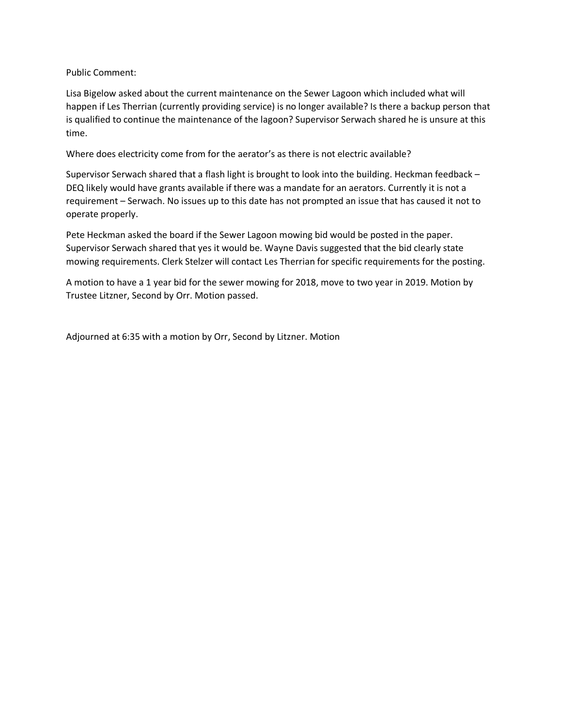Public Comment:

Lisa Bigelow asked about the current maintenance on the Sewer Lagoon which included what will happen if Les Therrian (currently providing service) is no longer available? Is there a backup person that is qualified to continue the maintenance of the lagoon? Supervisor Serwach shared he is unsure at this time.

Where does electricity come from for the aerator's as there is not electric available?

Supervisor Serwach shared that a flash light is brought to look into the building. Heckman feedback – DEQ likely would have grants available if there was a mandate for an aerators. Currently it is not a requirement – Serwach. No issues up to this date has not prompted an issue that has caused it not to operate properly.

Pete Heckman asked the board if the Sewer Lagoon mowing bid would be posted in the paper. Supervisor Serwach shared that yes it would be. Wayne Davis suggested that the bid clearly state mowing requirements. Clerk Stelzer will contact Les Therrian for specific requirements for the posting.

A motion to have a 1 year bid for the sewer mowing for 2018, move to two year in 2019. Motion by Trustee Litzner, Second by Orr. Motion passed.

Adjourned at 6:35 with a motion by Orr, Second by Litzner. Motion